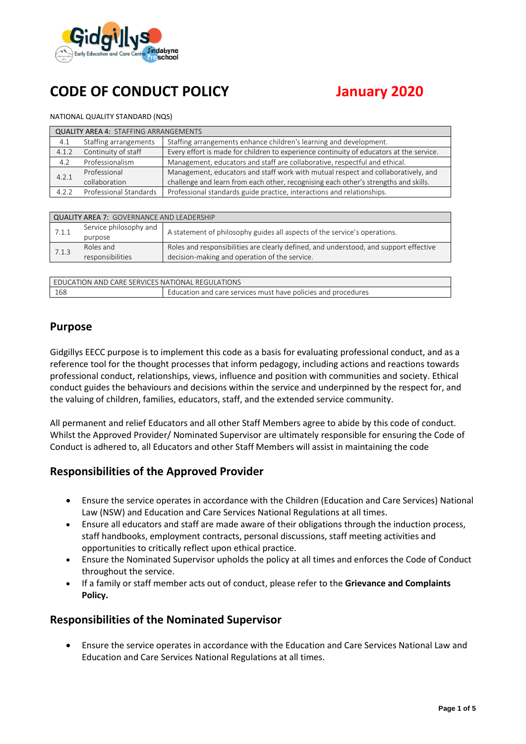# CODE OF CONDUCT POLICY

**January 2020**

NATIONAL QUALITY STANDARD (NQS)

| QUALITY AREA 4: STAFFING ARRANGEMENTS | | |
|---|---|---|
| 4.1 | Staffing arrangements | Staffing arrangements enhance children's learning and development. |
| 4.1.2 | Continuity of staff | Every effort is made for children to experience continuity of educators at the service. |
| 4.2 | Professionalism | Management, educators and staff are collaborative, respectful and ethical. |
| 4.2.1 | Professional collaboration | Management, educators and staff work with mutual respect and collaboratively, and challenge and learn from each other, recognising each other's strengths and skills. |
| 4.2.2 | Professional Standards | Professional standards guide practice, interactions and relationships. |

| QUALITY AREA 7: GOVERNANCE AND LEADERSHIP | | |
|---|---|---|
| 7.1.1 | Service philosophy and purpose | A statement of philosophy guides all aspects of the service's operations. |
| 7.1.3 | Roles and responsibilities | Roles and responsibilities are clearly defined, and understood, and support effective decision-making and operation of the service. |

| EDUCATION AND CARE SERVICES NATIONAL REGULATIONS | |
|---|---|
| 168 | Education and care services must have policies and procedures |

## Purpose

Gidgillys EECC purpose is to implement this code as a basis for evaluating professional conduct, and as a reference tool for the thought processes that inform pedagogy, including actions and reactions towards professional conduct, relationships, views, influence and position with communities and society. Ethical conduct guides the behaviours and decisions within the service and underpinned by the respect for, and the valuing of children, families, educators, staff, and the extended service community.

All permanent and relief Educators and all other Staff Members agree to abide by this code of conduct. Whilst the Approved Provider/ Nominated Supervisor are ultimately responsible for ensuring the Code of Conduct is adhered to, all Educators and other Staff Members will assist in maintaining the code

## Responsibilities of the Approved Provider

- Ensure the service operates in accordance with the Children (Education and Care Services) National Law (NSW) and Education and Care Services National Regulations at all times.
- Ensure all educators and staff are made aware of their obligations through the induction process, staff handbooks, employment contracts, personal discussions, staff meeting activities and opportunities to critically reflect upon ethical practice.
- Ensure the Nominated Supervisor upholds the policy at all times and enforces the Code of Conduct throughout the service.
- If a family or staff member acts out of conduct, please refer to the **Grievance and Complaints Policy.**

## Responsibilities of the Nominated Supervisor

- Ensure the service operates in accordance with the Education and Care Services National Law and Education and Care Services National Regulations at all times.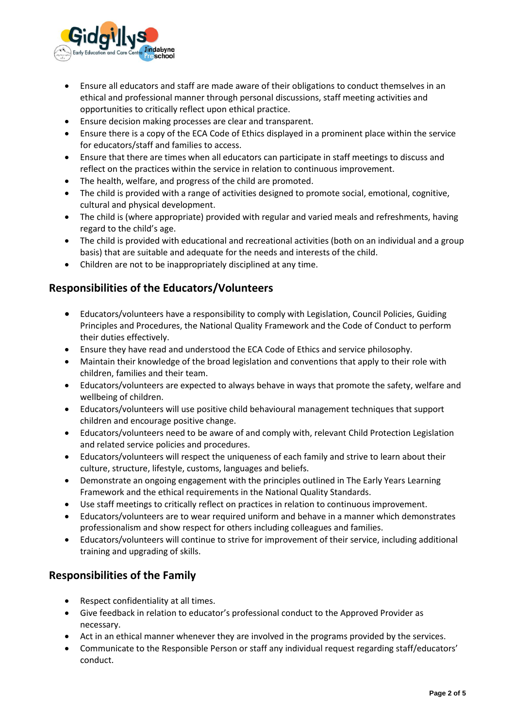- Ensure all educators and staff are made aware of their obligations to conduct themselves in an ethical and professional manner through personal discussions, staff meeting activities and opportunities to critically reflect upon ethical practice.
- Ensure decision making processes are clear and transparent.
- Ensure there is a copy of the ECA Code of Ethics displayed in a prominent place within the service for educators/staff and families to access.
- Ensure that there are times when all educators can participate in staff meetings to discuss and reflect on the practices within the service in relation to continuous improvement.
- The health, welfare, and progress of the child are promoted.
- The child is provided with a range of activities designed to promote social, emotional, cognitive, cultural and physical development.
- The child is (where appropriate) provided with regular and varied meals and refreshments, having regard to the child's age.
- The child is provided with educational and recreational activities (both on an individual and a group basis) that are suitable and adequate for the needs and interests of the child.
- Children are not to be inappropriately disciplined at any time.

## Responsibilities of the Educators/Volunteers

- Educators/volunteers have a responsibility to comply with Legislation, Council Policies, Guiding Principles and Procedures, the National Quality Framework and the Code of Conduct to perform their duties effectively.
- Ensure they have read and understood the ECA Code of Ethics and service philosophy.
- Maintain their knowledge of the broad legislation and conventions that apply to their role with children, families and their team.
- Educators/volunteers are expected to always behave in ways that promote the safety, welfare and wellbeing of children.
- Educators/volunteers will use positive child behavioural management techniques that support children and encourage positive change.
- Educators/volunteers need to be aware of and comply with, relevant Child Protection Legislation and related service policies and procedures.
- Educators/volunteers will respect the uniqueness of each family and strive to learn about their culture, structure, lifestyle, customs, languages and beliefs.
- Demonstrate an ongoing engagement with the principles outlined in The Early Years Learning Framework and the ethical requirements in the National Quality Standards.
- Use staff meetings to critically reflect on practices in relation to continuous improvement.
- Educators/volunteers are to wear required uniform and behave in a manner which demonstrates professionalism and show respect for others including colleagues and families.
- Educators/volunteers will continue to strive for improvement of their service, including additional training and upgrading of skills.

## Responsibilities of the Family

- Respect confidentiality at all times.
- Give feedback in relation to educator's professional conduct to the Approved Provider as necessary.
- Act in an ethical manner whenever they are involved in the programs provided by the services.
- Communicate to the Responsible Person or staff any individual request regarding staff/educators' conduct.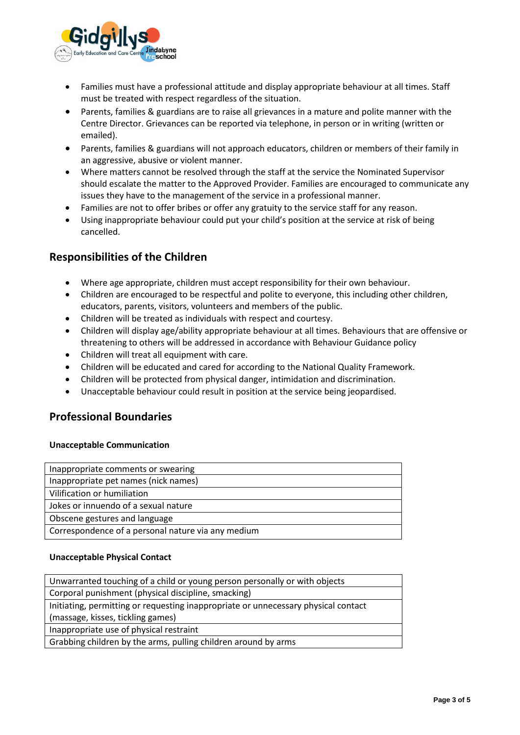- Families must have a professional attitude and display appropriate behaviour at all times. Staff must be treated with respect regardless of the situation.
- Parents, families & guardians are to raise all grievances in a mature and polite manner with the Centre Director. Grievances can be reported via telephone, in person or in writing (written or emailed).
- Parents, families & guardians will not approach educators, children or members of their family in an aggressive, abusive or violent manner.
- Where matters cannot be resolved through the staff at the service the Nominated Supervisor should escalate the matter to the Approved Provider. Families are encouraged to communicate any issues they have to the management of the service in a professional manner.
- Families are not to offer bribes or offer any gratuity to the service staff for any reason.
- Using inappropriate behaviour could put your child's position at the service at risk of being cancelled.

## Responsibilities of the Children

- Where age appropriate, children must accept responsibility for their own behaviour.
- Children are encouraged to be respectful and polite to everyone, this including other children, educators, parents, visitors, volunteers and members of the public.
- Children will be treated as individuals with respect and courtesy.
- Children will display age/ability appropriate behaviour at all times. Behaviours that are offensive or threatening to others will be addressed in accordance with Behaviour Guidance policy
- Children will treat all equipment with care.
- Children will be educated and cared for according to the National Quality Framework.
- Children will be protected from physical danger, intimidation and discrimination.
- Unacceptable behaviour could result in position at the service being jeopardised.

## Professional Boundaries

**Unacceptable Communication**

| Inappropriate comments or swearing |
|---|
| Inappropriate pet names (nick names) |
| Vilification or humiliation |
| Jokes or innuendo of a sexual nature |
| Obscene gestures and language |
| Correspondence of a personal nature via any medium |

**Unacceptable Physical Contact**

| Unwarranted touching of a child or young person personally or with objects |
|---|
| Corporal punishment (physical discipline, smacking) |
| Initiating, permitting or requesting inappropriate or unnecessary physical contact (massage, kisses, tickling games) |
| Inappropriate use of physical restraint |
| Grabbing children by the arms, pulling children around by arms |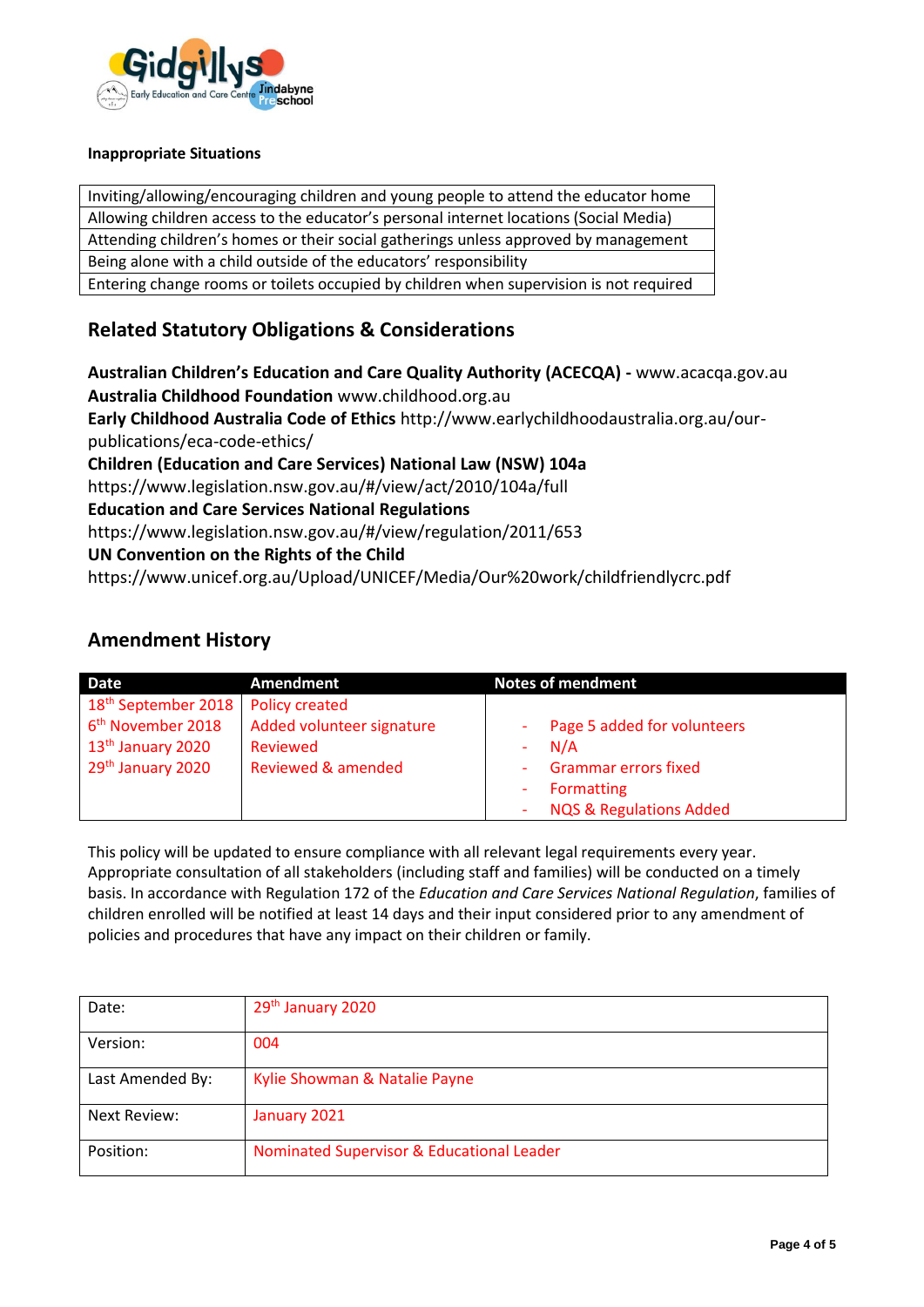**Inappropriate Situations**

| Inviting/allowing/encouraging children and young people to attend the educator home |
|---|
| Allowing children access to the educator's personal internet locations (Social Media) |
| Attending children's homes or their social gatherings unless approved by management |
| Being alone with a child outside of the educators' responsibility |
| Entering change rooms or toilets occupied by children when supervision is not required |

## Related Statutory Obligations & Considerations

**Australian Children's Education and Care Quality Authority (ACECQA) -** www.acacqa.gov.au
**Australia Childhood Foundation** www.childhood.org.au
**Early Childhood Australia Code of Ethics** http://www.earlychildhoodaustralia.org.au/our-publications/eca-code-ethics/
**Children (Education and Care Services) National Law (NSW) 104a**
https://www.legislation.nsw.gov.au/#/view/act/2010/104a/full
**Education and Care Services National Regulations**
https://www.legislation.nsw.gov.au/#/view/regulation/2011/653
**UN Convention on the Rights of the Child**
https://www.unicef.org.au/Upload/UNICEF/Media/Our%20work/childfriendlycrc.pdf

## Amendment History

| Date | Amendment | Notes of mendment |
|---|---|---|
| 18th September 2018 | Policy created | |
| 6th November 2018 | Added volunteer signature | - Page 5 added for volunteers |
| 13th January 2020 | Reviewed | - N/A |
| 29th January 2020 | Reviewed & amended | - Grammar errors fixed<br>- Formatting<br>- NQS & Regulations Added |

This policy will be updated to ensure compliance with all relevant legal requirements every year. Appropriate consultation of all stakeholders (including staff and families) will be conducted on a timely basis. In accordance with Regulation 172 of the *Education and Care Services National Regulation*, families of children enrolled will be notified at least 14 days and their input considered prior to any amendment of policies and procedures that have any impact on their children or family.

| Date: | 29th January 2020 |
|---|---|
| Version: | 004 |
| Last Amended By: | Kylie Showman & Natalie Payne |
| Next Review: | January 2021 |
| Position: | Nominated Supervisor & Educational Leader |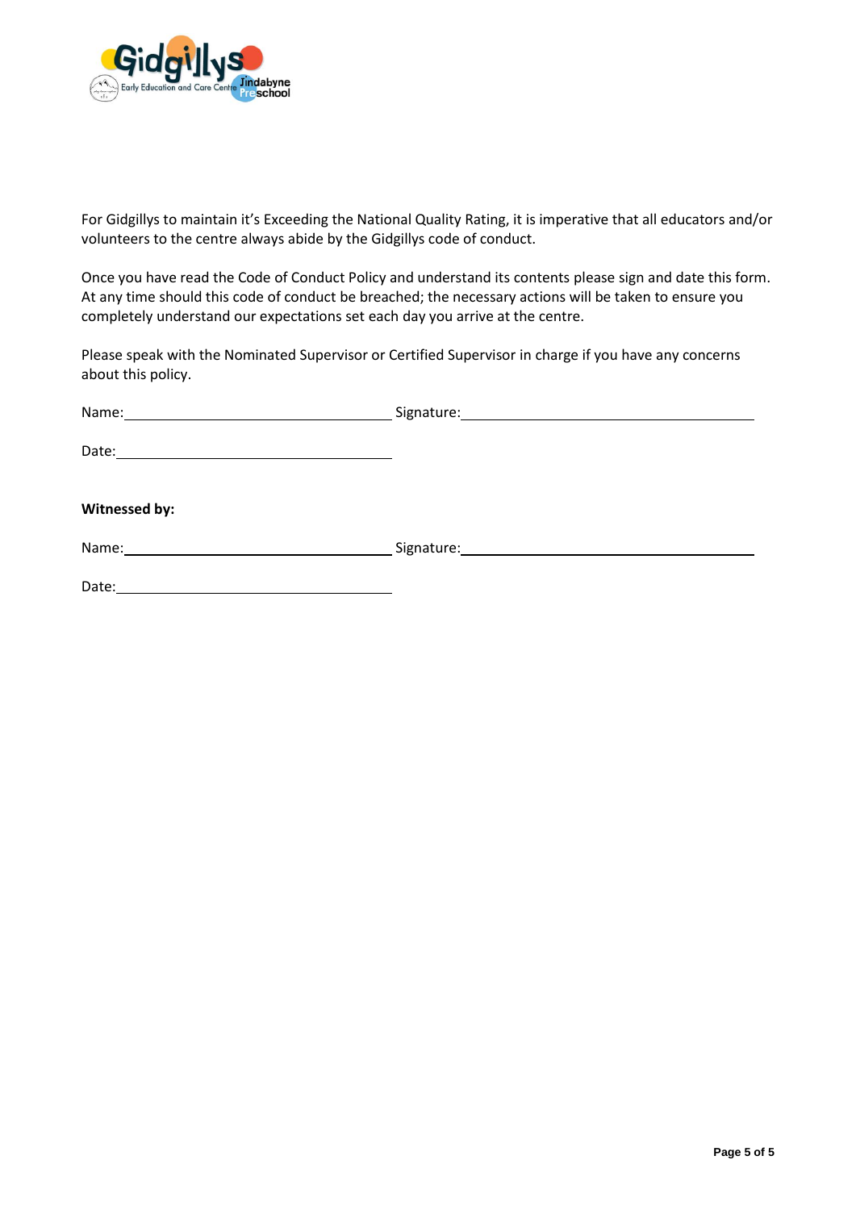For Gidgillys to maintain it's Exceeding the National Quality Rating, it is imperative that all educators and/or volunteers to the centre always abide by the Gidgillys code of conduct.

Once you have read the Code of Conduct Policy and understand its contents please sign and date this form. At any time should this code of conduct be breached; the necessary actions will be taken to ensure you completely understand our expectations set each day you arrive at the centre.

Please speak with the Nominated Supervisor or Certified Supervisor in charge if you have any concerns about this policy.

Name:\_\_\_\_\_\_\_\_\_\_\_\_\_\_\_\_\_\_\_\_\_\_\_\_\_\_\_\_\_\_ Signature:\_\_\_\_\_\_\_\_\_\_\_\_\_\_\_\_\_\_\_\_\_\_\_\_\_\_\_\_\_\_

Date:\_\_\_\_\_\_\_\_\_\_\_\_\_\_\_\_\_\_\_\_\_\_\_\_\_\_\_\_\_\_

**Witnessed by:**

Name:\_\_\_\_\_\_\_\_\_\_\_\_\_\_\_\_\_\_\_\_\_\_\_\_\_\_\_\_\_\_ Signature:\_\_\_\_\_\_\_\_\_\_\_\_\_\_\_\_\_\_\_\_\_\_\_\_\_\_\_\_\_\_

Date:\_\_\_\_\_\_\_\_\_\_\_\_\_\_\_\_\_\_\_\_\_\_\_\_\_\_\_\_\_\_